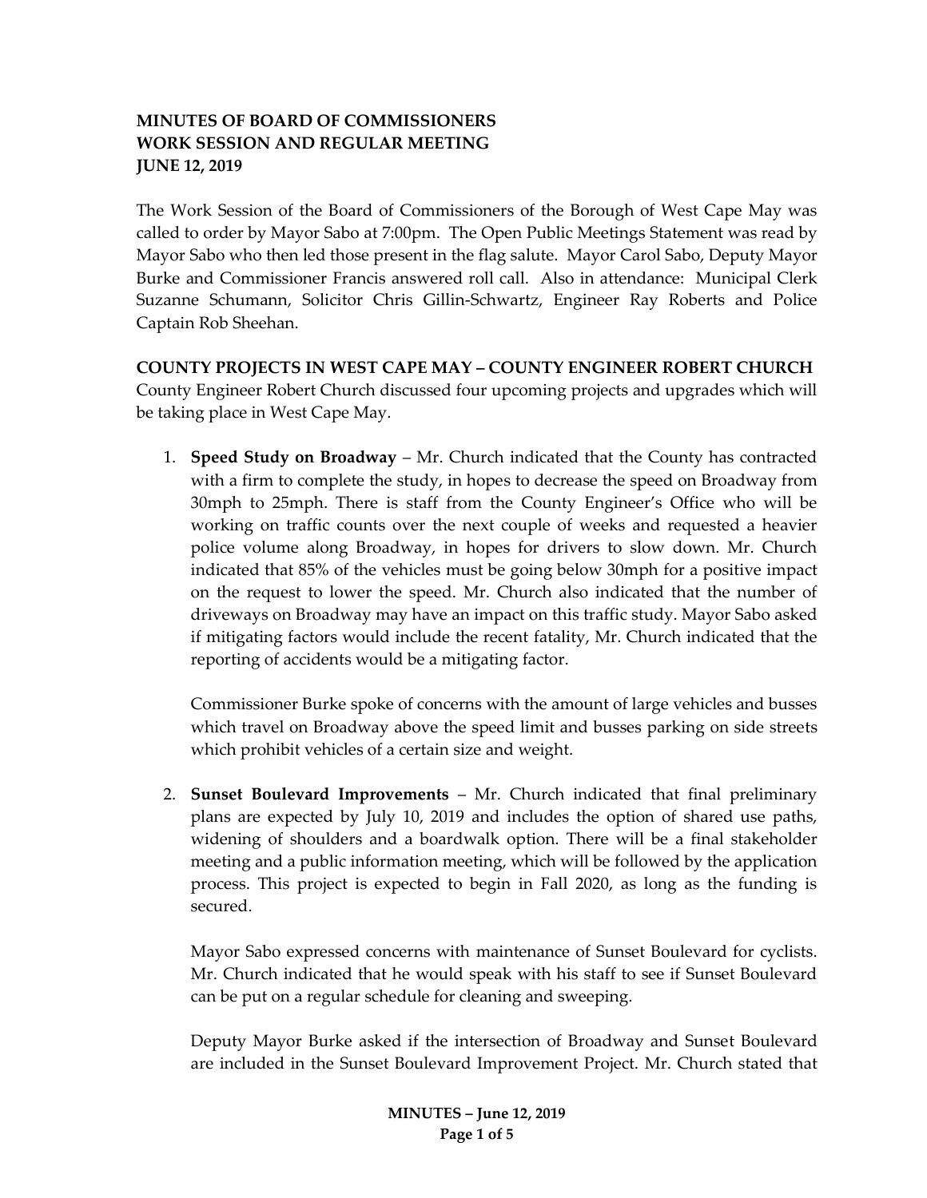**MINUTES OF BOARD OF COMMISSIONERS**
**WORK SESSION AND REGULAR MEETING**
**JUNE 12, 2019**

The Work Session of the Board of Commissioners of the Borough of West Cape May was called to order by Mayor Sabo at 7:00pm. The Open Public Meetings Statement was read by Mayor Sabo who then led those present in the flag salute. Mayor Carol Sabo, Deputy Mayor Burke and Commissioner Francis answered roll call. Also in attendance: Municipal Clerk Suzanne Schumann, Solicitor Chris Gillin-Schwartz, Engineer Ray Roberts and Police Captain Rob Sheehan.

**COUNTY PROJECTS IN WEST CAPE MAY – COUNTY ENGINEER ROBERT CHURCH**

County Engineer Robert Church discussed four upcoming projects and upgrades which will be taking place in West Cape May.

1. **Speed Study on Broadway** – Mr. Church indicated that the County has contracted with a firm to complete the study, in hopes to decrease the speed on Broadway from 30mph to 25mph. There is staff from the County Engineer's Office who will be working on traffic counts over the next couple of weeks and requested a heavier police volume along Broadway, in hopes for drivers to slow down. Mr. Church indicated that 85% of the vehicles must be going below 30mph for a positive impact on the request to lower the speed. Mr. Church also indicated that the number of driveways on Broadway may have an impact on this traffic study. Mayor Sabo asked if mitigating factors would include the recent fatality, Mr. Church indicated that the reporting of accidents would be a mitigating factor.

   Commissioner Burke spoke of concerns with the amount of large vehicles and busses which travel on Broadway above the speed limit and busses parking on side streets which prohibit vehicles of a certain size and weight.

2. **Sunset Boulevard Improvements** – Mr. Church indicated that final preliminary plans are expected by July 10, 2019 and includes the option of shared use paths, widening of shoulders and a boardwalk option. There will be a final stakeholder meeting and a public information meeting, which will be followed by the application process. This project is expected to begin in Fall 2020, as long as the funding is secured.

   Mayor Sabo expressed concerns with maintenance of Sunset Boulevard for cyclists. Mr. Church indicated that he would speak with his staff to see if Sunset Boulevard can be put on a regular schedule for cleaning and sweeping.

   Deputy Mayor Burke asked if the intersection of Broadway and Sunset Boulevard are included in the Sunset Boulevard Improvement Project. Mr. Church stated that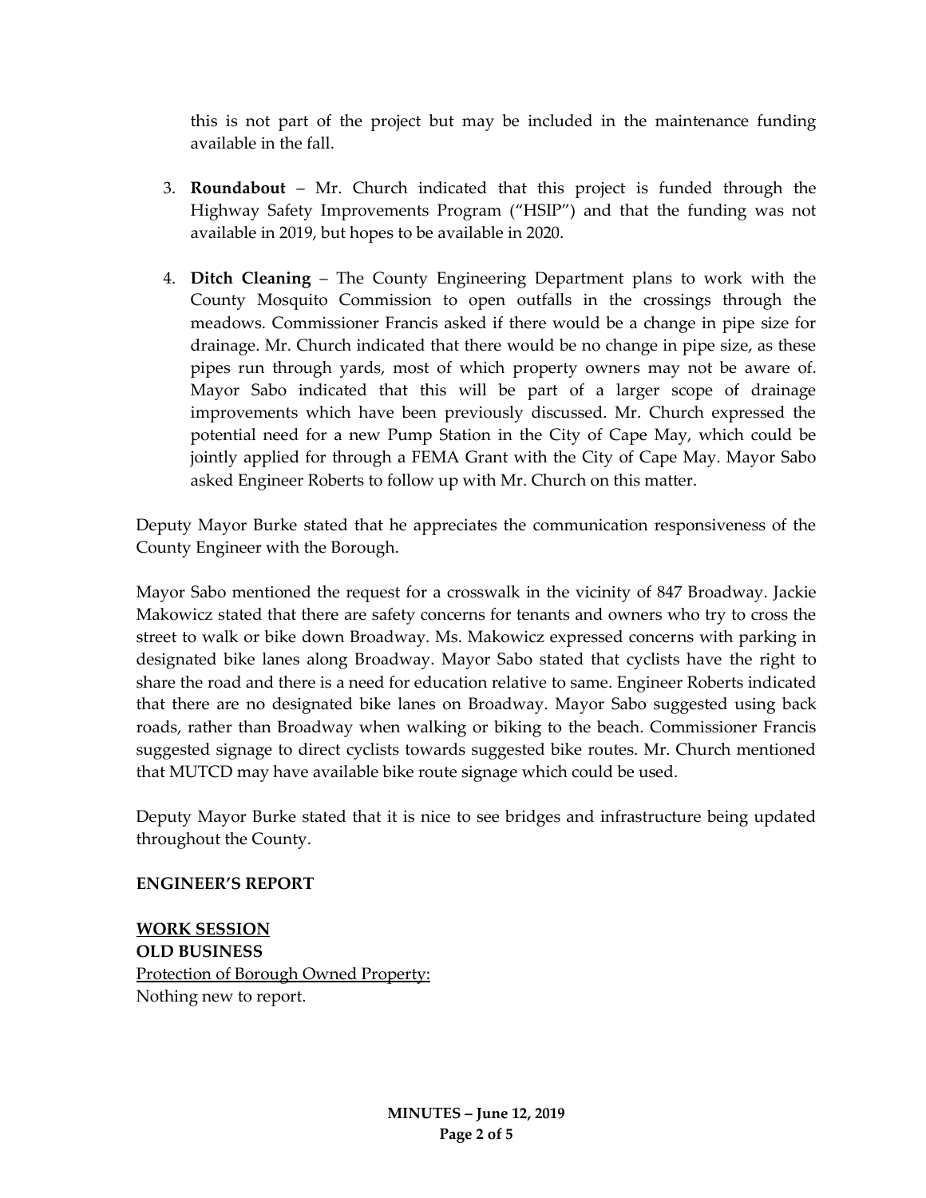this is not part of the project but may be included in the maintenance funding available in the fall.

3. **Roundabout** – Mr. Church indicated that this project is funded through the Highway Safety Improvements Program ("HSIP") and that the funding was not available in 2019, but hopes to be available in 2020.

4. **Ditch Cleaning** – The County Engineering Department plans to work with the County Mosquito Commission to open outfalls in the crossings through the meadows. Commissioner Francis asked if there would be a change in pipe size for drainage. Mr. Church indicated that there would be no change in pipe size, as these pipes run through yards, most of which property owners may not be aware of. Mayor Sabo indicated that this will be part of a larger scope of drainage improvements which have been previously discussed. Mr. Church expressed the potential need for a new Pump Station in the City of Cape May, which could be jointly applied for through a FEMA Grant with the City of Cape May. Mayor Sabo asked Engineer Roberts to follow up with Mr. Church on this matter.

Deputy Mayor Burke stated that he appreciates the communication responsiveness of the County Engineer with the Borough.

Mayor Sabo mentioned the request for a crosswalk in the vicinity of 847 Broadway. Jackie Makowicz stated that there are safety concerns for tenants and owners who try to cross the street to walk or bike down Broadway. Ms. Makowicz expressed concerns with parking in designated bike lanes along Broadway. Mayor Sabo stated that cyclists have the right to share the road and there is a need for education relative to same. Engineer Roberts indicated that there are no designated bike lanes on Broadway. Mayor Sabo suggested using back roads, rather than Broadway when walking or biking to the beach. Commissioner Francis suggested signage to direct cyclists towards suggested bike routes. Mr. Church mentioned that MUTCD may have available bike route signage which could be used.

Deputy Mayor Burke stated that it is nice to see bridges and infrastructure being updated throughout the County.

**ENGINEER'S REPORT**

**WORK SESSION**

**OLD BUSINESS**

Protection of Borough Owned Property:
Nothing new to report.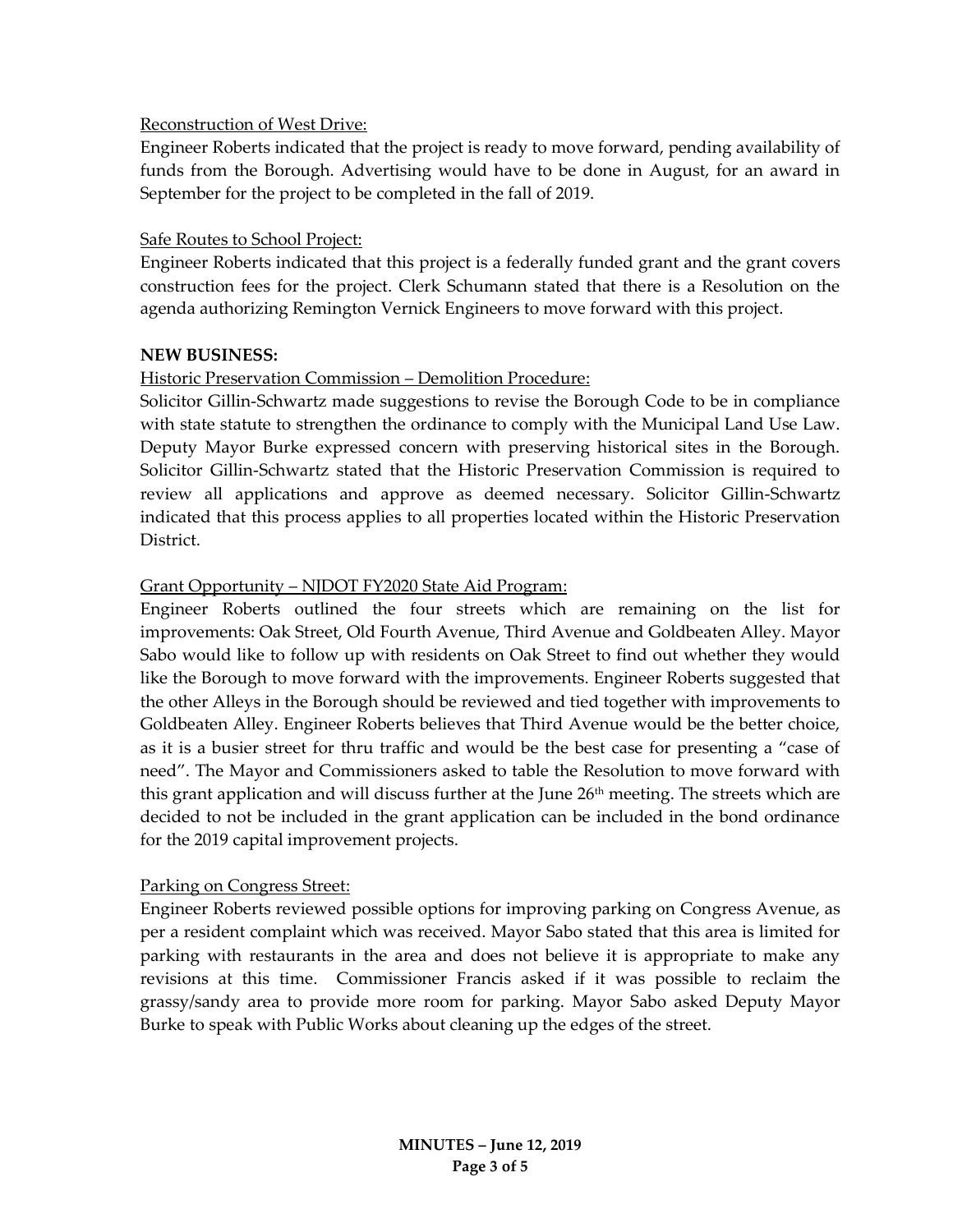Reconstruction of West Drive:

Engineer Roberts indicated that the project is ready to move forward, pending availability of funds from the Borough. Advertising would have to be done in August, for an award in September for the project to be completed in the fall of 2019.

Safe Routes to School Project:

Engineer Roberts indicated that this project is a federally funded grant and the grant covers construction fees for the project. Clerk Schumann stated that there is a Resolution on the agenda authorizing Remington Vernick Engineers to move forward with this project.

**NEW BUSINESS:**

Historic Preservation Commission – Demolition Procedure:

Solicitor Gillin-Schwartz made suggestions to revise the Borough Code to be in compliance with state statute to strengthen the ordinance to comply with the Municipal Land Use Law. Deputy Mayor Burke expressed concern with preserving historical sites in the Borough. Solicitor Gillin-Schwartz stated that the Historic Preservation Commission is required to review all applications and approve as deemed necessary. Solicitor Gillin-Schwartz indicated that this process applies to all properties located within the Historic Preservation District.

Grant Opportunity – NJDOT FY2020 State Aid Program:

Engineer Roberts outlined the four streets which are remaining on the list for improvements: Oak Street, Old Fourth Avenue, Third Avenue and Goldbeaten Alley. Mayor Sabo would like to follow up with residents on Oak Street to find out whether they would like the Borough to move forward with the improvements. Engineer Roberts suggested that the other Alleys in the Borough should be reviewed and tied together with improvements to Goldbeaten Alley. Engineer Roberts believes that Third Avenue would be the better choice, as it is a busier street for thru traffic and would be the best case for presenting a "case of need". The Mayor and Commissioners asked to table the Resolution to move forward with this grant application and will discuss further at the June 26th meeting. The streets which are decided to not be included in the grant application can be included in the bond ordinance for the 2019 capital improvement projects.

Parking on Congress Street:

Engineer Roberts reviewed possible options for improving parking on Congress Avenue, as per a resident complaint which was received. Mayor Sabo stated that this area is limited for parking with restaurants in the area and does not believe it is appropriate to make any revisions at this time. Commissioner Francis asked if it was possible to reclaim the grassy/sandy area to provide more room for parking. Mayor Sabo asked Deputy Mayor Burke to speak with Public Works about cleaning up the edges of the street.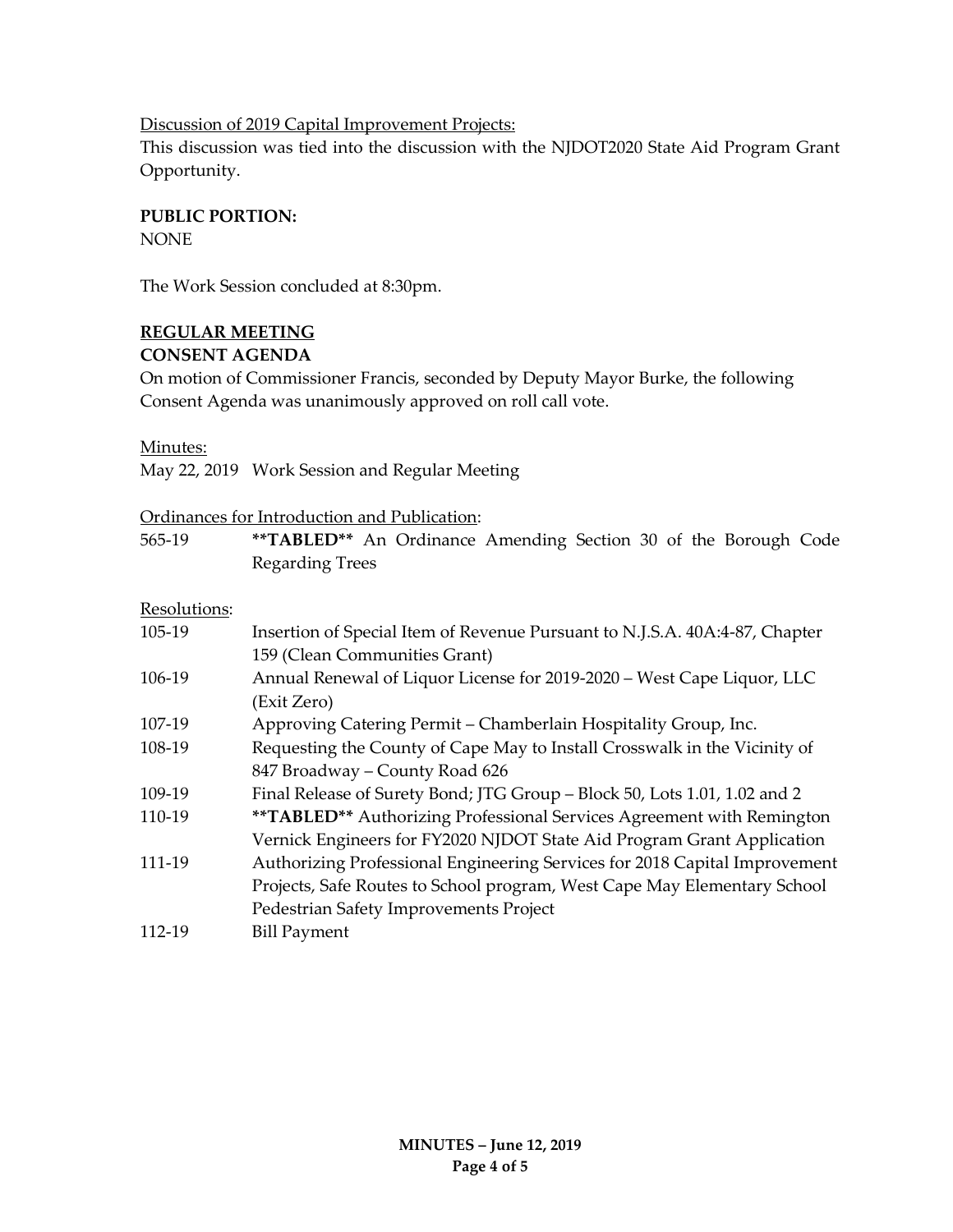Discussion of 2019 Capital Improvement Projects:

This discussion was tied into the discussion with the NJDOT2020 State Aid Program Grant Opportunity.

**PUBLIC PORTION:**

NONE

The Work Session concluded at 8:30pm.

## REGULAR MEETING

**CONSENT AGENDA**

On motion of Commissioner Francis, seconded by Deputy Mayor Burke, the following Consent Agenda was unanimously approved on roll call vote.

Minutes:

May 22, 2019 Work Session and Regular Meeting

Ordinances for Introduction and Publication:

| | |
|---|---|
| 565-19 | **\*\*TABLED\*\*** An Ordinance Amending Section 30 of the Borough Code Regarding Trees |

Resolutions:

| | |
|---|---|
| 105-19 | Insertion of Special Item of Revenue Pursuant to N.J.S.A. 40A:4-87, Chapter 159 (Clean Communities Grant) |
| 106-19 | Annual Renewal of Liquor License for 2019-2020 – West Cape Liquor, LLC (Exit Zero) |
| 107-19 | Approving Catering Permit – Chamberlain Hospitality Group, Inc. |
| 108-19 | Requesting the County of Cape May to Install Crosswalk in the Vicinity of 847 Broadway – County Road 626 |
| 109-19 | Final Release of Surety Bond; JTG Group – Block 50, Lots 1.01, 1.02 and 2 |
| 110-19 | **\*\*TABLED\*\*** Authorizing Professional Services Agreement with Remington Vernick Engineers for FY2020 NJDOT State Aid Program Grant Application |
| 111-19 | Authorizing Professional Engineering Services for 2018 Capital Improvement Projects, Safe Routes to School program, West Cape May Elementary School Pedestrian Safety Improvements Project |
| 112-19 | Bill Payment |

**MINUTES – June 12, 2019**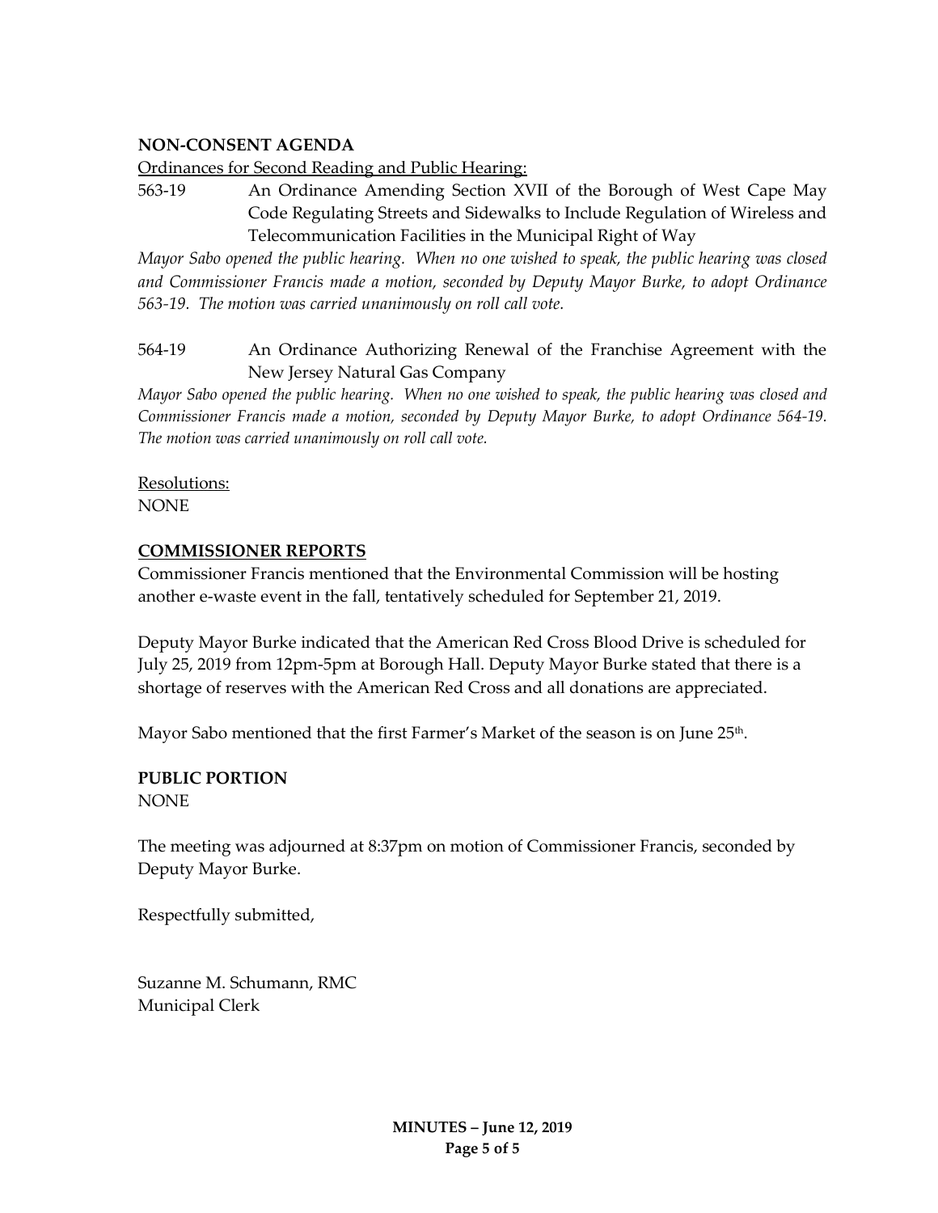**NON-CONSENT AGENDA**

Ordinances for Second Reading and Public Hearing:

563-19 An Ordinance Amending Section XVII of the Borough of West Cape May Code Regulating Streets and Sidewalks to Include Regulation of Wireless and Telecommunication Facilities in the Municipal Right of Way

*Mayor Sabo opened the public hearing. When no one wished to speak, the public hearing was closed and Commissioner Francis made a motion, seconded by Deputy Mayor Burke, to adopt Ordinance 563-19. The motion was carried unanimously on roll call vote.*

564-19 An Ordinance Authorizing Renewal of the Franchise Agreement with the New Jersey Natural Gas Company

*Mayor Sabo opened the public hearing. When no one wished to speak, the public hearing was closed and Commissioner Francis made a motion, seconded by Deputy Mayor Burke, to adopt Ordinance 564-19. The motion was carried unanimously on roll call vote.*

Resolutions:
NONE

**COMMISSIONER REPORTS**

Commissioner Francis mentioned that the Environmental Commission will be hosting another e-waste event in the fall, tentatively scheduled for September 21, 2019.

Deputy Mayor Burke indicated that the American Red Cross Blood Drive is scheduled for July 25, 2019 from 12pm-5pm at Borough Hall. Deputy Mayor Burke stated that there is a shortage of reserves with the American Red Cross and all donations are appreciated.

Mayor Sabo mentioned that the first Farmer's Market of the season is on June 25th.

**PUBLIC PORTION**

NONE

The meeting was adjourned at 8:37pm on motion of Commissioner Francis, seconded by Deputy Mayor Burke.

Respectfully submitted,

Suzanne M. Schumann, RMC
Municipal Clerk